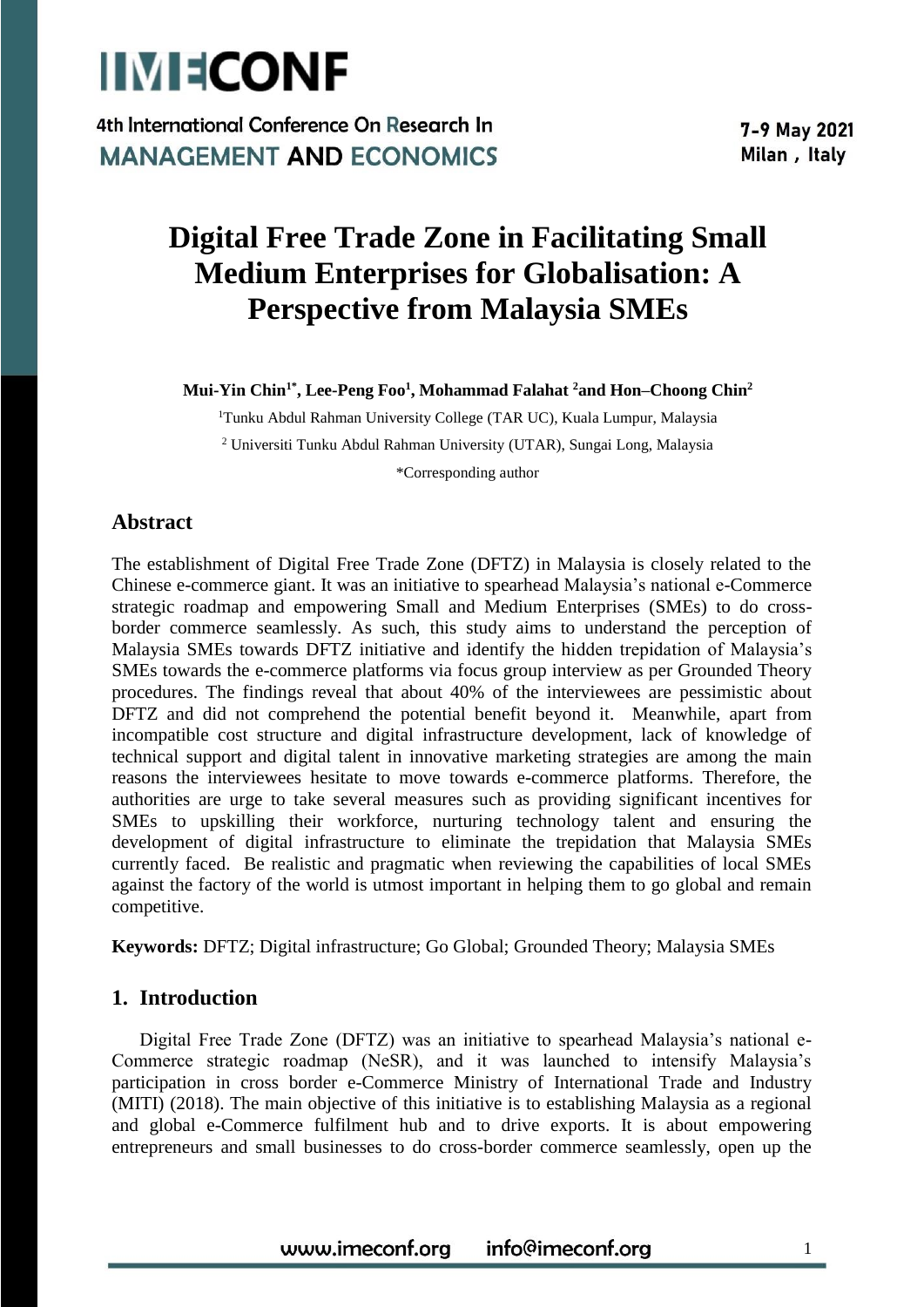# Digital Free Trade Zone in Facilitating Small Medium Enterprises for Globalisation: A Perspective from Malaysia SMEs

**Mui-Yin Chin[1*], Lee-Peng Foo[1], Mohammad Falahat [2] and Hon–Choong Chin[2]**

[1]Tunku Abdul Rahman University College (TAR UC), Kuala Lumpur, Malaysia

[2] Universiti Tunku Abdul Rahman University (UTAR), Sungai Long, Malaysia

*Corresponding author

## Abstract

The establishment of Digital Free Trade Zone (DFTZ) in Malaysia is closely related to the Chinese e-commerce giant. It was an initiative to spearhead Malaysia's national e-Commerce strategic roadmap and empowering Small and Medium Enterprises (SMEs) to do cross-border commerce seamlessly. As such, this study aims to understand the perception of Malaysia SMEs towards DFTZ initiative and identify the hidden trepidation of Malaysia's SMEs towards the e-commerce platforms via focus group interview as per Grounded Theory procedures. The findings reveal that about 40% of the interviewees are pessimistic about DFTZ and did not comprehend the potential benefit beyond it. Meanwhile, apart from incompatible cost structure and digital infrastructure development, lack of knowledge of technical support and digital talent in innovative marketing strategies are among the main reasons the interviewees hesitate to move towards e-commerce platforms. Therefore, the authorities are urge to take several measures such as providing significant incentives for SMEs to upskilling their workforce, nurturing technology talent and ensuring the development of digital infrastructure to eliminate the trepidation that Malaysia SMEs currently faced. Be realistic and pragmatic when reviewing the capabilities of local SMEs against the factory of the world is utmost important in helping them to go global and remain competitive.

**Keywords:** DFTZ; Digital infrastructure; Go Global; Grounded Theory; Malaysia SMEs

## 1. Introduction

Digital Free Trade Zone (DFTZ) was an initiative to spearhead Malaysia's national e-Commerce strategic roadmap (NeSR), and it was launched to intensify Malaysia's participation in cross border e-Commerce Ministry of International Trade and Industry (MITI) (2018). The main objective of this initiative is to establishing Malaysia as a regional and global e-Commerce fulfilment hub and to drive exports. It is about empowering entrepreneurs and small businesses to do cross-border commerce seamlessly, open up the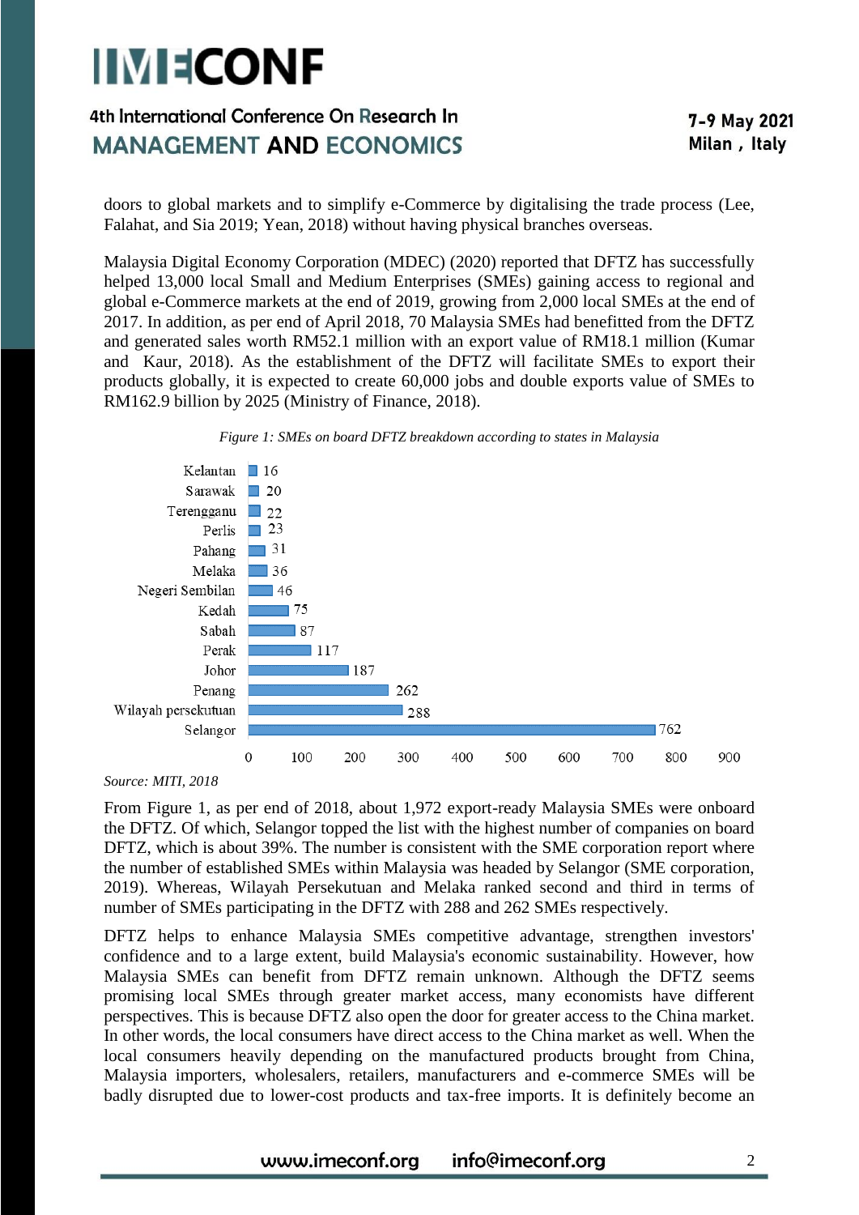doors to global markets and to simplify e-Commerce by digitalising the trade process (Lee, Falahat, and Sia 2019; Yean, 2018) without having physical branches overseas.

Malaysia Digital Economy Corporation (MDEC) (2020) reported that DFTZ has successfully helped 13,000 local Small and Medium Enterprises (SMEs) gaining access to regional and global e-Commerce markets at the end of 2019, growing from 2,000 local SMEs at the end of 2017. In addition, as per end of April 2018, 70 Malaysia SMEs had benefitted from the DFTZ and generated sales worth RM52.1 million with an export value of RM18.1 million (Kumar and Kaur, 2018). As the establishment of the DFTZ will facilitate SMEs to export their products globally, it is expected to create 60,000 jobs and double exports value of SMEs to RM162.9 billion by 2025 (Ministry of Finance, 2018).

*Figure 1: SMEs on board DFTZ breakdown according to states in Malaysia*

| State | Number of SMEs |
| --- | --- |
| Kelantan | 16 |
| Sarawak | 20 |
| Terengganu | 22 |
| Perlis | 23 |
| Pahang | 31 |
| Melaka | 36 |
| Negeri Sembilan | 46 |
| Kedah | 75 |
| Sabah | 87 |
| Perak | 117 |
| Johor | 187 |
| Penang | 262 |
| Wilayah persekutuan | 288 |
| Selangor | 762 |

*Source: MITI, 2018*

From Figure 1, as per end of 2018, about 1,972 export-ready Malaysia SMEs were onboard the DFTZ. Of which, Selangor topped the list with the highest number of companies on board DFTZ, which is about 39%. The number is consistent with the SME corporation report where the number of established SMEs within Malaysia was headed by Selangor (SME corporation, 2019). Whereas, Wilayah Persekutuan and Melaka ranked second and third in terms of number of SMEs participating in the DFTZ with 288 and 262 SMEs respectively.

DFTZ helps to enhance Malaysia SMEs competitive advantage, strengthen investors' confidence and to a large extent, build Malaysia's economic sustainability. However, how Malaysia SMEs can benefit from DFTZ remain unknown. Although the DFTZ seems promising local SMEs through greater market access, many economists have different perspectives. This is because DFTZ also open the door for greater access to the China market. In other words, the local consumers have direct access to the China market as well. When the local consumers heavily depending on the manufactured products brought from China, Malaysia importers, wholesalers, retailers, manufacturers and e-commerce SMEs will be badly disrupted due to lower-cost products and tax-free imports. It is definitely become an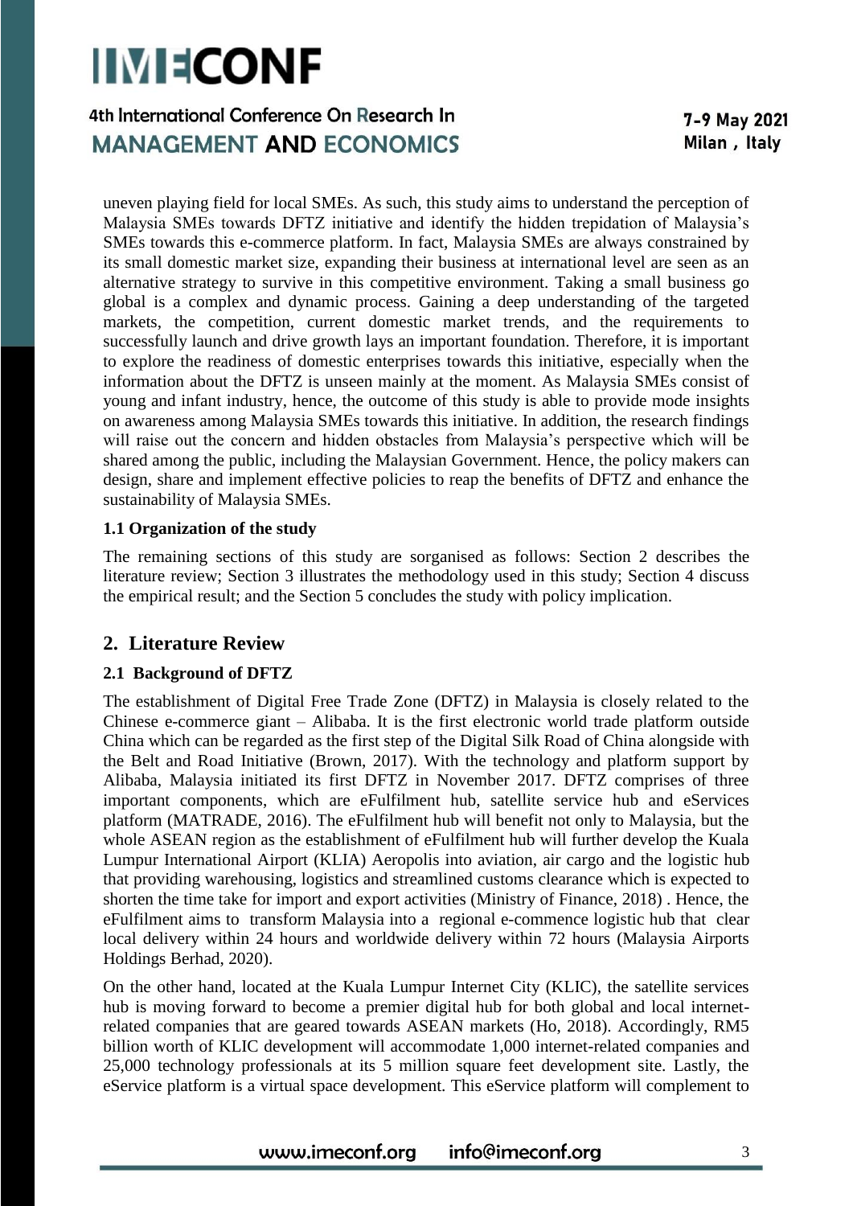uneven playing field for local SMEs. As such, this study aims to understand the perception of Malaysia SMEs towards DFTZ initiative and identify the hidden trepidation of Malaysia's SMEs towards this e-commerce platform. In fact, Malaysia SMEs are always constrained by its small domestic market size, expanding their business at international level are seen as an alternative strategy to survive in this competitive environment. Taking a small business go global is a complex and dynamic process. Gaining a deep understanding of the targeted markets, the competition, current domestic market trends, and the requirements to successfully launch and drive growth lays an important foundation. Therefore, it is important to explore the readiness of domestic enterprises towards this initiative, especially when the information about the DFTZ is unseen mainly at the moment. As Malaysia SMEs consist of young and infant industry, hence, the outcome of this study is able to provide mode insights on awareness among Malaysia SMEs towards this initiative. In addition, the research findings will raise out the concern and hidden obstacles from Malaysia's perspective which will be shared among the public, including the Malaysian Government. Hence, the policy makers can design, share and implement effective policies to reap the benefits of DFTZ and enhance the sustainability of Malaysia SMEs.

### 1.1 Organization of the study

The remaining sections of this study are sorganised as follows: Section 2 describes the literature review; Section 3 illustrates the methodology used in this study; Section 4 discuss the empirical result; and the Section 5 concludes the study with policy implication.

## 2. Literature Review

### 2.1 Background of DFTZ

The establishment of Digital Free Trade Zone (DFTZ) in Malaysia is closely related to the Chinese e-commerce giant – Alibaba. It is the first electronic world trade platform outside China which can be regarded as the first step of the Digital Silk Road of China alongside with the Belt and Road Initiative (Brown, 2017). With the technology and platform support by Alibaba, Malaysia initiated its first DFTZ in November 2017. DFTZ comprises of three important components, which are eFulfilment hub, satellite service hub and eServices platform (MATRADE, 2016). The eFulfilment hub will benefit not only to Malaysia, but the whole ASEAN region as the establishment of eFulfilment hub will further develop the Kuala Lumpur International Airport (KLIA) Aeropolis into aviation, air cargo and the logistic hub that providing warehousing, logistics and streamlined customs clearance which is expected to shorten the time take for import and export activities (Ministry of Finance, 2018) . Hence, the eFulfilment aims to transform Malaysia into a regional e-commence logistic hub that clear local delivery within 24 hours and worldwide delivery within 72 hours (Malaysia Airports Holdings Berhad, 2020).

On the other hand, located at the Kuala Lumpur Internet City (KLIC), the satellite services hub is moving forward to become a premier digital hub for both global and local internet-related companies that are geared towards ASEAN markets (Ho, 2018). Accordingly, RM5 billion worth of KLIC development will accommodate 1,000 internet-related companies and 25,000 technology professionals at its 5 million square feet development site. Lastly, the eService platform is a virtual space development. This eService platform will complement to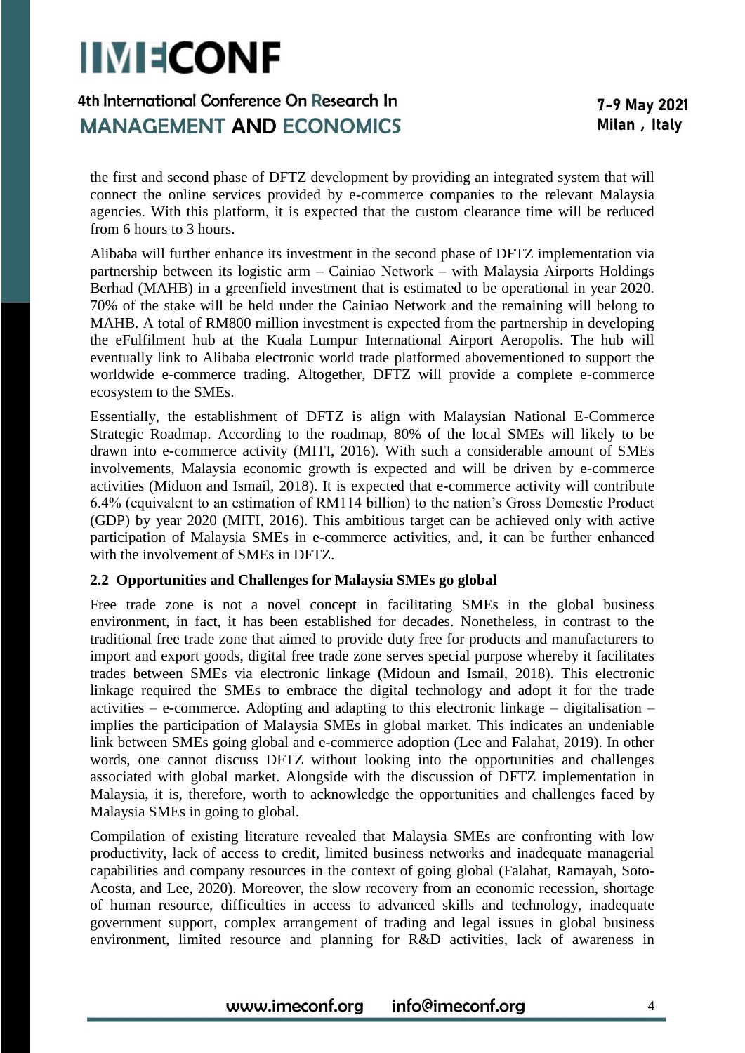the first and second phase of DFTZ development by providing an integrated system that will connect the online services provided by e-commerce companies to the relevant Malaysia agencies. With this platform, it is expected that the custom clearance time will be reduced from 6 hours to 3 hours.

Alibaba will further enhance its investment in the second phase of DFTZ implementation via partnership between its logistic arm – Cainiao Network – with Malaysia Airports Holdings Berhad (MAHB) in a greenfield investment that is estimated to be operational in year 2020. 70% of the stake will be held under the Cainiao Network and the remaining will belong to MAHB. A total of RM800 million investment is expected from the partnership in developing the eFulfilment hub at the Kuala Lumpur International Airport Aeropolis. The hub will eventually link to Alibaba electronic world trade platformed abovementioned to support the worldwide e-commerce trading. Altogether, DFTZ will provide a complete e-commerce ecosystem to the SMEs.

Essentially, the establishment of DFTZ is align with Malaysian National E-Commerce Strategic Roadmap. According to the roadmap, 80% of the local SMEs will likely to be drawn into e-commerce activity (MITI, 2016). With such a considerable amount of SMEs involvements, Malaysia economic growth is expected and will be driven by e-commerce activities (Miduon and Ismail, 2018). It is expected that e-commerce activity will contribute 6.4% (equivalent to an estimation of RM114 billion) to the nation's Gross Domestic Product (GDP) by year 2020 (MITI, 2016). This ambitious target can be achieved only with active participation of Malaysia SMEs in e-commerce activities, and, it can be further enhanced with the involvement of SMEs in DFTZ.

### 2.2 Opportunities and Challenges for Malaysia SMEs go global

Free trade zone is not a novel concept in facilitating SMEs in the global business environment, in fact, it has been established for decades. Nonetheless, in contrast to the traditional free trade zone that aimed to provide duty free for products and manufacturers to import and export goods, digital free trade zone serves special purpose whereby it facilitates trades between SMEs via electronic linkage (Midoun and Ismail, 2018). This electronic linkage required the SMEs to embrace the digital technology and adopt it for the trade activities – e-commerce. Adopting and adapting to this electronic linkage – digitalisation – implies the participation of Malaysia SMEs in global market. This indicates an undeniable link between SMEs going global and e-commerce adoption (Lee and Falahat, 2019). In other words, one cannot discuss DFTZ without looking into the opportunities and challenges associated with global market. Alongside with the discussion of DFTZ implementation in Malaysia, it is, therefore, worth to acknowledge the opportunities and challenges faced by Malaysia SMEs in going to global.

Compilation of existing literature revealed that Malaysia SMEs are confronting with low productivity, lack of access to credit, limited business networks and inadequate managerial capabilities and company resources in the context of going global (Falahat, Ramayah, Soto-Acosta, and Lee, 2020). Moreover, the slow recovery from an economic recession, shortage of human resource, difficulties in access to advanced skills and technology, inadequate government support, complex arrangement of trading and legal issues in global business environment, limited resource and planning for R&D activities, lack of awareness in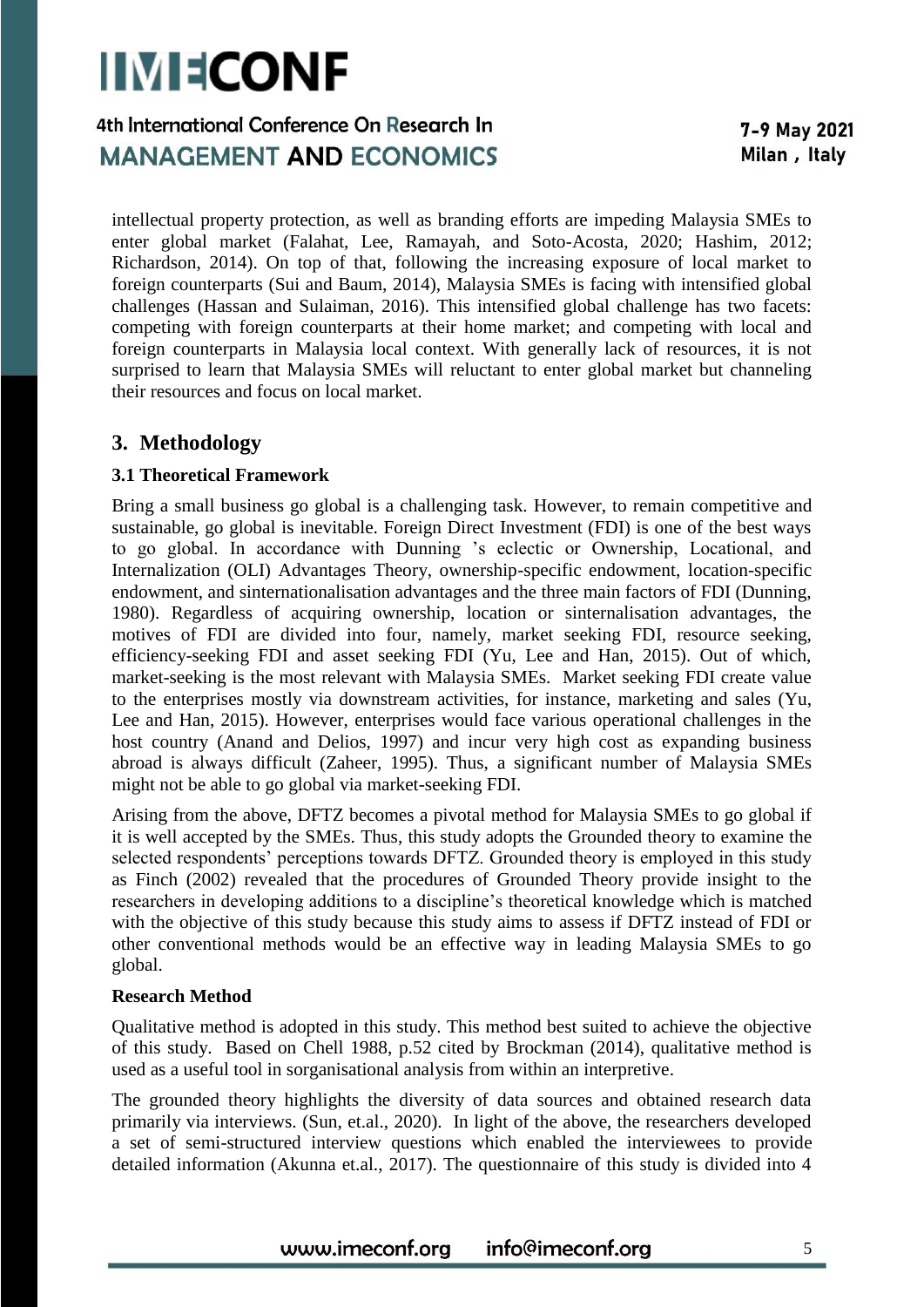intellectual property protection, as well as branding efforts are impeding Malaysia SMEs to enter global market (Falahat, Lee, Ramayah, and Soto-Acosta, 2020; Hashim, 2012; Richardson, 2014). On top of that, following the increasing exposure of local market to foreign counterparts (Sui and Baum, 2014), Malaysia SMEs is facing with intensified global challenges (Hassan and Sulaiman, 2016). This intensified global challenge has two facets: competing with foreign counterparts at their home market; and competing with local and foreign counterparts in Malaysia local context. With generally lack of resources, it is not surprised to learn that Malaysia SMEs will reluctant to enter global market but channeling their resources and focus on local market.

## 3. Methodology

### 3.1 Theoretical Framework

Bring a small business go global is a challenging task. However, to remain competitive and sustainable, go global is inevitable. Foreign Direct Investment (FDI) is one of the best ways to go global. In accordance with Dunning 's eclectic or Ownership, Locational, and Internalization (OLI) Advantages Theory, ownership-specific endowment, location-specific endowment, and sinternationalisation advantages and the three main factors of FDI (Dunning, 1980). Regardless of acquiring ownership, location or sinternalisation advantages, the motives of FDI are divided into four, namely, market seeking FDI, resource seeking, efficiency-seeking FDI and asset seeking FDI (Yu, Lee and Han, 2015). Out of which, market-seeking is the most relevant with Malaysia SMEs. Market seeking FDI create value to the enterprises mostly via downstream activities, for instance, marketing and sales (Yu, Lee and Han, 2015). However, enterprises would face various operational challenges in the host country (Anand and Delios, 1997) and incur very high cost as expanding business abroad is always difficult (Zaheer, 1995). Thus, a significant number of Malaysia SMEs might not be able to go global via market-seeking FDI.

Arising from the above, DFTZ becomes a pivotal method for Malaysia SMEs to go global if it is well accepted by the SMEs. Thus, this study adopts the Grounded theory to examine the selected respondents' perceptions towards DFTZ. Grounded theory is employed in this study as Finch (2002) revealed that the procedures of Grounded Theory provide insight to the researchers in developing additions to a discipline's theoretical knowledge which is matched with the objective of this study because this study aims to assess if DFTZ instead of FDI or other conventional methods would be an effective way in leading Malaysia SMEs to go global.

### Research Method

Qualitative method is adopted in this study. This method best suited to achieve the objective of this study. Based on Chell 1988, p.52 cited by Brockman (2014), qualitative method is used as a useful tool in sorganisational analysis from within an interpretive.

The grounded theory highlights the diversity of data sources and obtained research data primarily via interviews. (Sun, et.al., 2020). In light of the above, the researchers developed a set of semi-structured interview questions which enabled the interviewees to provide detailed information (Akunna et.al., 2017). The questionnaire of this study is divided into 4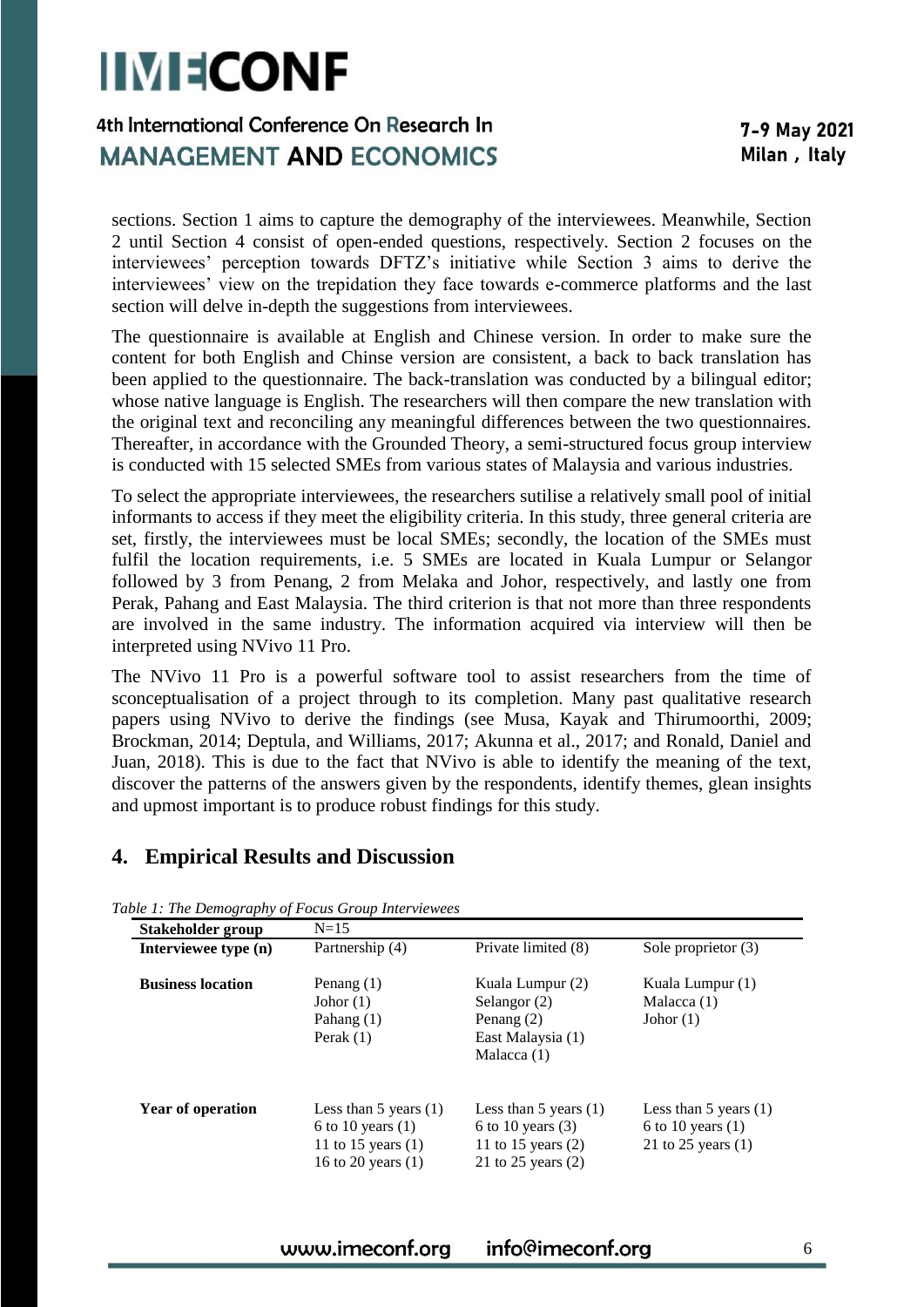sections. Section 1 aims to capture the demography of the interviewees. Meanwhile, Section 2 until Section 4 consist of open-ended questions, respectively. Section 2 focuses on the interviewees' perception towards DFTZ's initiative while Section 3 aims to derive the interviewees' view on the trepidation they face towards e-commerce platforms and the last section will delve in-depth the suggestions from interviewees.

The questionnaire is available at English and Chinese version. In order to make sure the content for both English and Chinse version are consistent, a back to back translation has been applied to the questionnaire. The back-translation was conducted by a bilingual editor; whose native language is English. The researchers will then compare the new translation with the original text and reconciling any meaningful differences between the two questionnaires. Thereafter, in accordance with the Grounded Theory, a semi-structured focus group interview is conducted with 15 selected SMEs from various states of Malaysia and various industries.

To select the appropriate interviewees, the researchers sutilise a relatively small pool of initial informants to access if they meet the eligibility criteria. In this study, three general criteria are set, firstly, the interviewees must be local SMEs; secondly, the location of the SMEs must fulfil the location requirements, i.e. 5 SMEs are located in Kuala Lumpur or Selangor followed by 3 from Penang, 2 from Melaka and Johor, respectively, and lastly one from Perak, Pahang and East Malaysia. The third criterion is that not more than three respondents are involved in the same industry. The information acquired via interview will then be interpreted using NVivo 11 Pro.

The NVivo 11 Pro is a powerful software tool to assist researchers from the time of sconceptualisation of a project through to its completion. Many past qualitative research papers using NVivo to derive the findings (see Musa, Kayak and Thirumoorthi, 2009; Brockman, 2014; Deptula, and Williams, 2017; Akunna et al., 2017; and Ronald, Daniel and Juan, 2018). This is due to the fact that NVivo is able to identify the meaning of the text, discover the patterns of the answers given by the respondents, identify themes, glean insights and upmost important is to produce robust findings for this study.

## 4. Empirical Results and Discussion

*Table 1: The Demography of Focus Group Interviewees*

| **Stakeholder group** | N=15 | | |
|---|---|---|---|
| **Interviewee type (n)** | Partnership (4) | Private limited (8) | Sole proprietor (3) |
| **Business location** | Penang (1)<br>Johor (1)<br>Pahang (1)<br>Perak (1) | Kuala Lumpur (2)<br>Selangor (2)<br>Penang (2)<br>East Malaysia (1)<br>Malacca (1) | Kuala Lumpur (1)<br>Malacca (1)<br>Johor (1) |
| **Year of operation** | Less than 5 years (1)<br>6 to 10 years (1)<br>11 to 15 years (1)<br>16 to 20 years (1) | Less than 5 years (1)<br>6 to 10 years (3)<br>11 to 15 years (2)<br>21 to 25 years (2) | Less than 5 years (1)<br>6 to 10 years (1)<br>21 to 25 years (1) |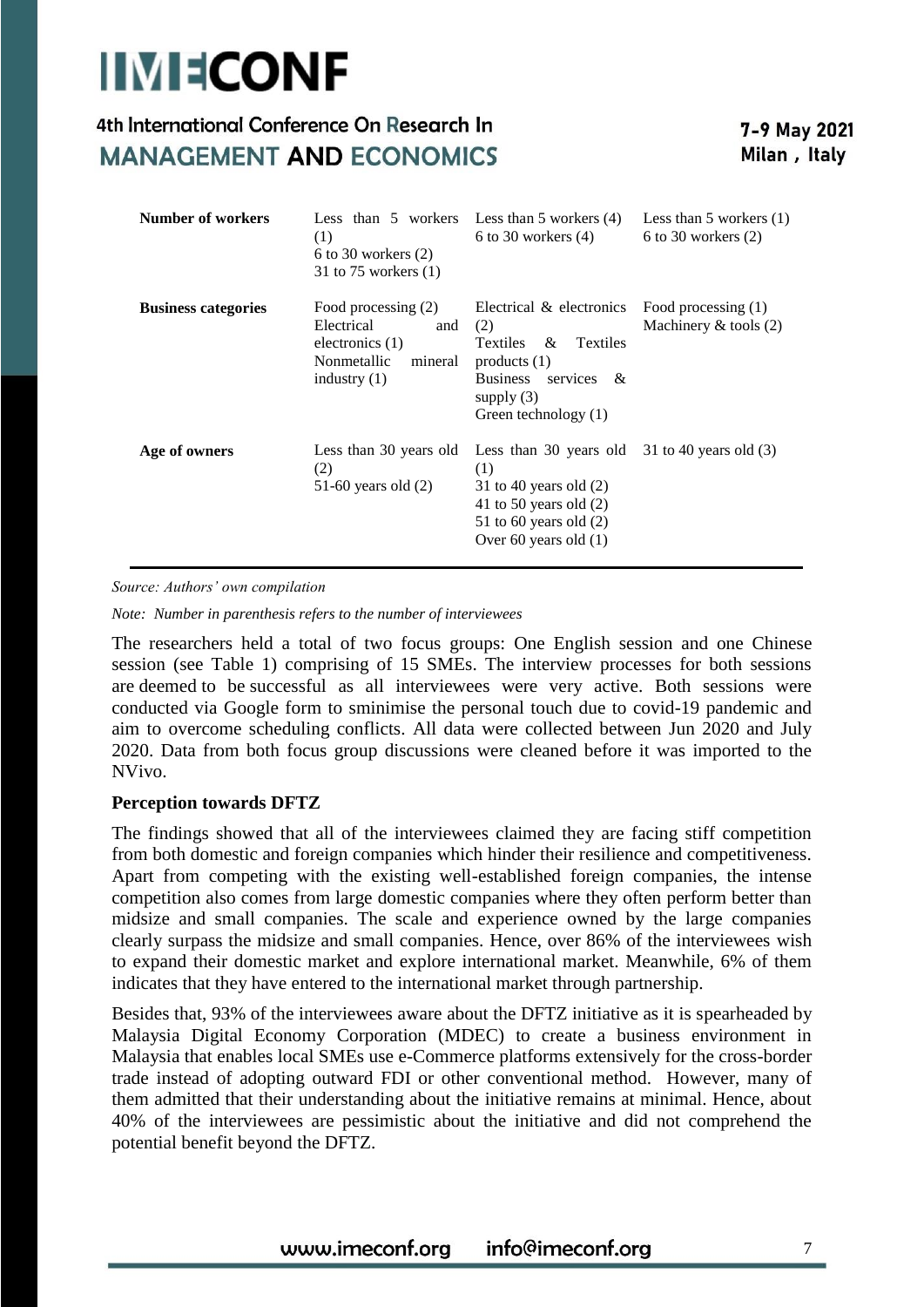| | | | |
|---|---|---|---|
| **Number of workers** | Less than 5 workers (1)<br>6 to 30 workers (2)<br>31 to 75 workers (1) | Less than 5 workers (4)<br>6 to 30 workers (4) | Less than 5 workers (1)<br>6 to 30 workers (2) |
| **Business categories** | Food processing (2)<br>Electrical and electronics (1)<br>Nonmetallic mineral industry (1) | Electrical & electronics (2)<br>Textiles & Textiles products (1)<br>Business services & supply (3)<br>Green technology (1) | Food processing (1)<br>Machinery & tools (2) |
| **Age of owners** | Less than 30 years old (2)<br>51-60 years old (2) | Less than 30 years old (1)<br>31 to 40 years old (2)<br>41 to 50 years old (2)<br>51 to 60 years old (2)<br>Over 60 years old (1) | 31 to 40 years old (3) |

*Source: Authors' own compilation*

*Note: Number in parenthesis refers to the number of interviewees*

The researchers held a total of two focus groups: One English session and one Chinese session (see Table 1) comprising of 15 SMEs. The interview processes for both sessions are deemed to be successful as all interviewees were very active. Both sessions were conducted via Google form to sminimise the personal touch due to covid-19 pandemic and aim to overcome scheduling conflicts. All data were collected between Jun 2020 and July 2020. Data from both focus group discussions were cleaned before it was imported to the NVivo.

**Perception towards DFTZ**

The findings showed that all of the interviewees claimed they are facing stiff competition from both domestic and foreign companies which hinder their resilience and competitiveness. Apart from competing with the existing well-established foreign companies, the intense competition also comes from large domestic companies where they often perform better than midsize and small companies. The scale and experience owned by the large companies clearly surpass the midsize and small companies. Hence, over 86% of the interviewees wish to expand their domestic market and explore international market. Meanwhile, 6% of them indicates that they have entered to the international market through partnership.

Besides that, 93% of the interviewees aware about the DFTZ initiative as it is spearheaded by Malaysia Digital Economy Corporation (MDEC) to create a business environment in Malaysia that enables local SMEs use e-Commerce platforms extensively for the cross-border trade instead of adopting outward FDI or other conventional method. However, many of them admitted that their understanding about the initiative remains at minimal. Hence, about 40% of the interviewees are pessimistic about the initiative and did not comprehend the potential benefit beyond the DFTZ.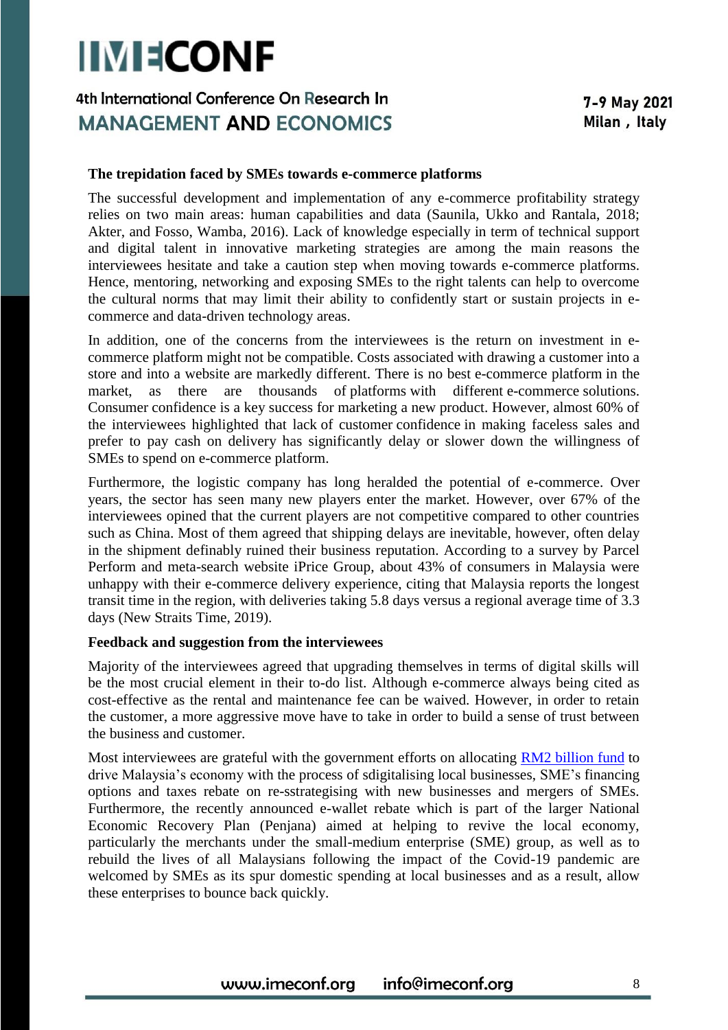### The trepidation faced by SMEs towards e-commerce platforms

The successful development and implementation of any e-commerce profitability strategy relies on two main areas: human capabilities and data (Saunila, Ukko and Rantala, 2018; Akter, and Fosso, Wamba, 2016). Lack of knowledge especially in term of technical support and digital talent in innovative marketing strategies are among the main reasons the interviewees hesitate and take a caution step when moving towards e-commerce platforms. Hence, mentoring, networking and exposing SMEs to the right talents can help to overcome the cultural norms that may limit their ability to confidently start or sustain projects in e-commerce and data-driven technology areas.

In addition, one of the concerns from the interviewees is the return on investment in e-commerce platform might not be compatible. Costs associated with drawing a customer into a store and into a website are markedly different. There is no best e-commerce platform in the market, as there are thousands of platforms with different e-commerce solutions. Consumer confidence is a key success for marketing a new product. However, almost 60% of the interviewees highlighted that lack of customer confidence in making faceless sales and prefer to pay cash on delivery has significantly delay or slower down the willingness of SMEs to spend on e-commerce platform.

Furthermore, the logistic company has long heralded the potential of e-commerce. Over years, the sector has seen many new players enter the market. However, over 67% of the interviewees opined that the current players are not competitive compared to other countries such as China. Most of them agreed that shipping delays are inevitable, however, often delay in the shipment definably ruined their business reputation. According to a survey by Parcel Perform and meta-search website iPrice Group, about 43% of consumers in Malaysia were unhappy with their e-commerce delivery experience, citing that Malaysia reports the longest transit time in the region, with deliveries taking 5.8 days versus a regional average time of 3.3 days (New Straits Time, 2019).

### Feedback and suggestion from the interviewees

Majority of the interviewees agreed that upgrading themselves in terms of digital skills will be the most crucial element in their to-do list. Although e-commerce always being cited as cost-effective as the rental and maintenance fee can be waived. However, in order to retain the customer, a more aggressive move have to take in order to build a sense of trust between the business and customer.

Most interviewees are grateful with the government efforts on allocating [RM2 billion fund](#) to drive Malaysia's economy with the process of sdigitalising local businesses, SME's financing options and taxes rebate on re-sstrategising with new businesses and mergers of SMEs. Furthermore, the recently announced e-wallet rebate which is part of the larger National Economic Recovery Plan (Penjana) aimed at helping to revive the local economy, particularly the merchants under the small-medium enterprise (SME) group, as well as to rebuild the lives of all Malaysians following the impact of the Covid-19 pandemic are welcomed by SMEs as its spur domestic spending at local businesses and as a result, allow these enterprises to bounce back quickly.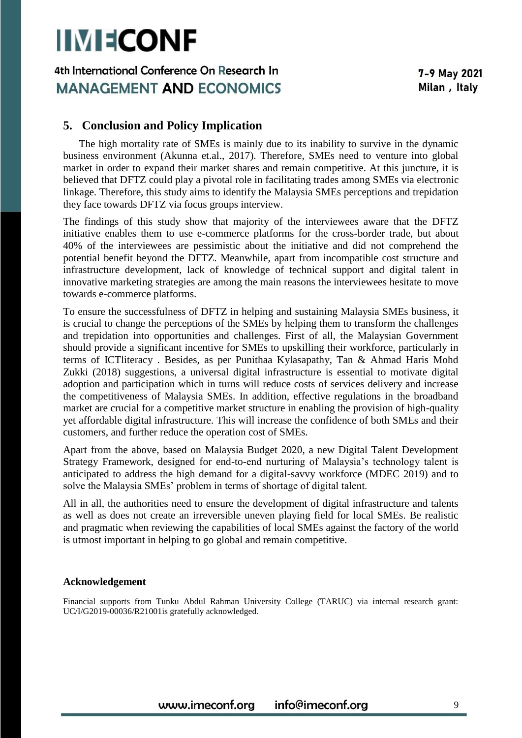## 5. Conclusion and Policy Implication

The high mortality rate of SMEs is mainly due to its inability to survive in the dynamic business environment (Akunna et.al., 2017). Therefore, SMEs need to venture into global market in order to expand their market shares and remain competitive. At this juncture, it is believed that DFTZ could play a pivotal role in facilitating trades among SMEs via electronic linkage. Therefore, this study aims to identify the Malaysia SMEs perceptions and trepidation they face towards DFTZ via focus groups interview.

The findings of this study show that majority of the interviewees aware that the DFTZ initiative enables them to use e-commerce platforms for the cross-border trade, but about 40% of the interviewees are pessimistic about the initiative and did not comprehend the potential benefit beyond the DFTZ. Meanwhile, apart from incompatible cost structure and infrastructure development, lack of knowledge of technical support and digital talent in innovative marketing strategies are among the main reasons the interviewees hesitate to move towards e-commerce platforms.

To ensure the successfulness of DFTZ in helping and sustaining Malaysia SMEs business, it is crucial to change the perceptions of the SMEs by helping them to transform the challenges and trepidation into opportunities and challenges. First of all, the Malaysian Government should provide a significant incentive for SMEs to upskilling their workforce, particularly in terms of ICTliteracy . Besides, as per Punithaa Kylasapathy, Tan & Ahmad Haris Mohd Zukki (2018) suggestions, a universal digital infrastructure is essential to motivate digital adoption and participation which in turns will reduce costs of services delivery and increase the competitiveness of Malaysia SMEs. In addition, effective regulations in the broadband market are crucial for a competitive market structure in enabling the provision of high-quality yet affordable digital infrastructure. This will increase the confidence of both SMEs and their customers, and further reduce the operation cost of SMEs.

Apart from the above, based on Malaysia Budget 2020, a new Digital Talent Development Strategy Framework, designed for end-to-end nurturing of Malaysia's technology talent is anticipated to address the high demand for a digital-savvy workforce (MDEC 2019) and to solve the Malaysia SMEs' problem in terms of shortage of digital talent.

All in all, the authorities need to ensure the development of digital infrastructure and talents as well as does not create an irreversible uneven playing field for local SMEs. Be realistic and pragmatic when reviewing the capabilities of local SMEs against the factory of the world is utmost important in helping to go global and remain competitive.

**Acknowledgement**

Financial supports from Tunku Abdul Rahman University College (TARUC) via internal research grant: UC/I/G2019-00036/R21001is gratefully acknowledged.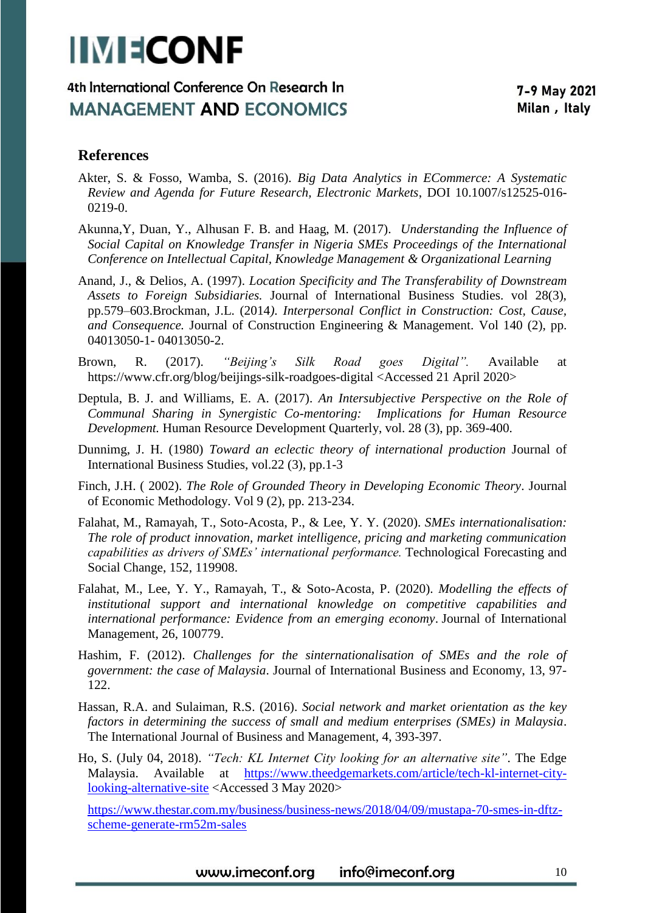## References

Akter, S. & Fosso, Wamba, S. (2016). *Big Data Analytics in ECommerce: A Systematic Review and Agenda for Future Research, Electronic Markets*, DOI 10.1007/s12525-016-0219-0.

Akunna,Y, Duan, Y., Alhusan F. B. and Haag, M. (2017). *Understanding the Influence of Social Capital on Knowledge Transfer in Nigeria SMEs Proceedings of the International Conference on Intellectual Capital, Knowledge Management & Organizational Learning*

Anand, J., & Delios, A. (1997). *Location Specificity and The Transferability of Downstream Assets to Foreign Subsidiaries.* Journal of International Business Studies. vol 28(3), pp.579–603.Brockman, J.L. (2014*). Interpersonal Conflict in Construction: Cost, Cause, and Consequence.* Journal of Construction Engineering & Management. Vol 140 (2), pp. 04013050-1- 04013050-2.

Brown, R. (2017). *"Beijing's Silk Road goes Digital".* Available at https://www.cfr.org/blog/beijings-silk-roadgoes-digital <Accessed 21 April 2020>

Deptula, B. J. and Williams, E. A. (2017). *An Intersubjective Perspective on the Role of Communal Sharing in Synergistic Co-mentoring: Implications for Human Resource Development.* Human Resource Development Quarterly, vol. 28 (3), pp. 369-400.

Dunnimg, J. H. (1980) *Toward an eclectic theory of international production* Journal of International Business Studies, vol.22 (3), pp.1-3

Finch, J.H. ( 2002). *The Role of Grounded Theory in Developing Economic Theory*. Journal of Economic Methodology. Vol 9 (2), pp. 213-234.

Falahat, M., Ramayah, T., Soto-Acosta, P., & Lee, Y. Y. (2020). *SMEs internationalisation: The role of product innovation, market intelligence, pricing and marketing communication capabilities as drivers of SMEs' international performance.* Technological Forecasting and Social Change, 152, 119908.

Falahat, M., Lee, Y. Y., Ramayah, T., & Soto-Acosta, P. (2020). *Modelling the effects of institutional support and international knowledge on competitive capabilities and international performance: Evidence from an emerging economy*. Journal of International Management, 26, 100779.

Hashim, F. (2012). *Challenges for the sinternationalisation of SMEs and the role of government: the case of Malaysia*. Journal of International Business and Economy, 13, 97-122.

Hassan, R.A. and Sulaiman, R.S. (2016). *Social network and market orientation as the key factors in determining the success of small and medium enterprises (SMEs) in Malaysia*. The International Journal of Business and Management, 4, 393-397.

Ho, S. (July 04, 2018). *"Tech: KL Internet City looking for an alternative site"*. The Edge Malaysia. Available at https://www.theedgemarkets.com/article/tech-kl-internet-city-looking-alternative-site <Accessed 3 May 2020>

https://www.thestar.com.my/business/business-news/2018/04/09/mustapa-70-smes-in-dftz-scheme-generate-rm52m-sales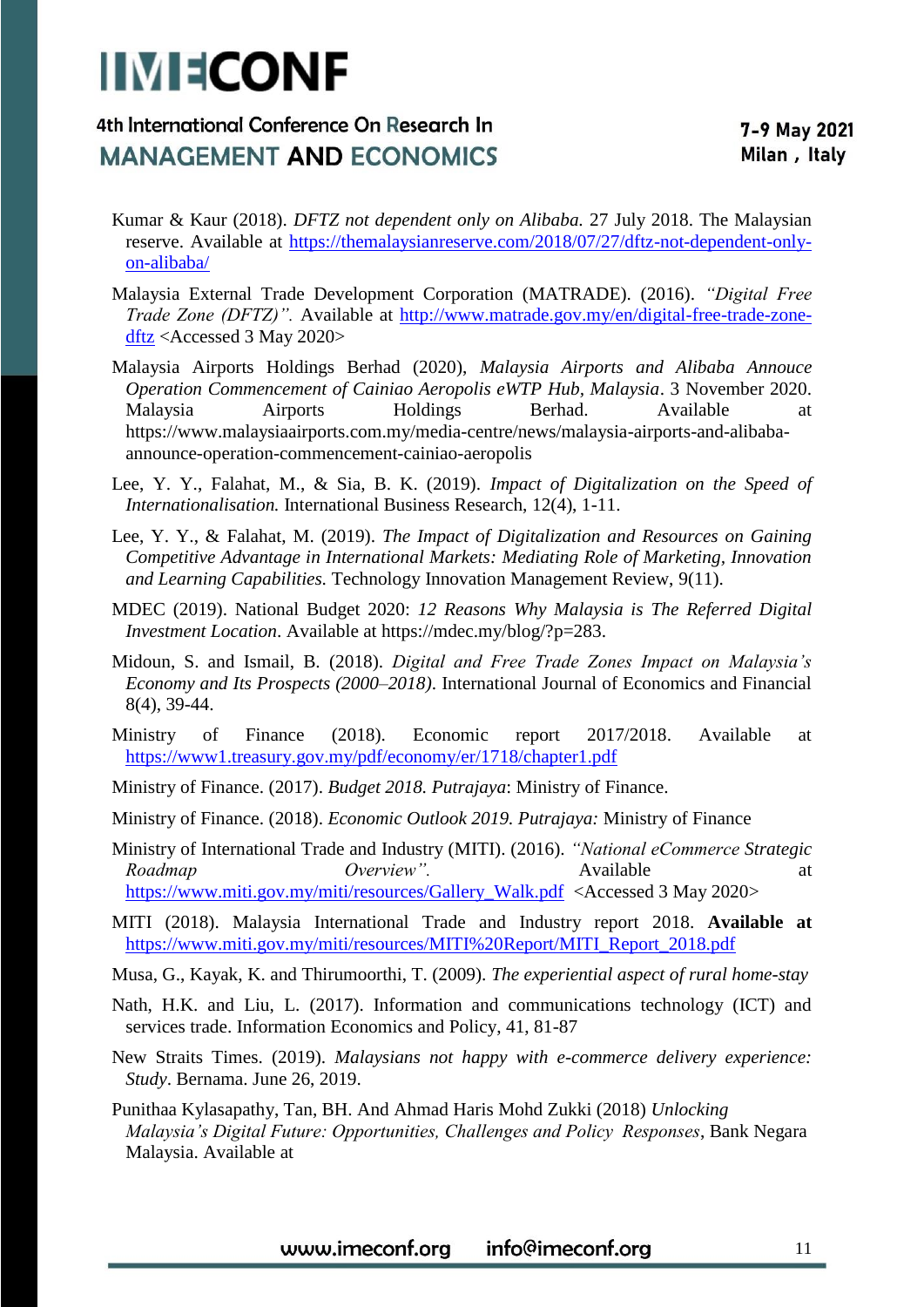Kumar & Kaur (2018). *DFTZ not dependent only on Alibaba.* 27 July 2018. The Malaysian reserve. Available at https://themalaysianreserve.com/2018/07/27/dftz-not-dependent-only-on-alibaba/

Malaysia External Trade Development Corporation (MATRADE). (2016). *"Digital Free Trade Zone (DFTZ)".* Available at http://www.matrade.gov.my/en/digital-free-trade-zone-dftz <Accessed 3 May 2020>

Malaysia Airports Holdings Berhad (2020), *Malaysia Airports and Alibaba Annouce Operation Commencement of Cainiao Aeropolis eWTP Hub, Malaysia*. 3 November 2020. Malaysia Airports Holdings Berhad. Available at https://www.malaysiaairports.com.my/media-centre/news/malaysia-airports-and-alibaba-announce-operation-commencement-cainiao-aeropolis

Lee, Y. Y., Falahat, M., & Sia, B. K. (2019). *Impact of Digitalization on the Speed of Internationalisation.* International Business Research, 12(4), 1-11.

Lee, Y. Y., & Falahat, M. (2019). *The Impact of Digitalization and Resources on Gaining Competitive Advantage in International Markets: Mediating Role of Marketing, Innovation and Learning Capabilities.* Technology Innovation Management Review, 9(11).

MDEC (2019). National Budget 2020: *12 Reasons Why Malaysia is The Referred Digital Investment Location*. Available at https://mdec.my/blog/?p=283.

Midoun, S. and Ismail, B. (2018). *Digital and Free Trade Zones Impact on Malaysia's Economy and Its Prospects (2000–2018)*. International Journal of Economics and Financial 8(4), 39-44.

Ministry of Finance (2018). Economic report 2017/2018. Available at https://www1.treasury.gov.my/pdf/economy/er/1718/chapter1.pdf

Ministry of Finance. (2017). *Budget 2018. Putrajaya*: Ministry of Finance.

Ministry of Finance. (2018). *Economic Outlook 2019. Putrajaya:* Ministry of Finance

Ministry of International Trade and Industry (MITI). (2016). *"National eCommerce Strategic Roadmap Overview".* Available at https://www.miti.gov.my/miti/resources/Gallery_Walk.pdf <Accessed 3 May 2020>

MITI (2018). Malaysia International Trade and Industry report 2018. **Available at** https://www.miti.gov.my/miti/resources/MITI%20Report/MITI_Report_2018.pdf

Musa, G., Kayak, K. and Thirumoorthi, T. (2009). *The experiential aspect of rural home-stay*

Nath, H.K. and Liu, L. (2017). Information and communications technology (ICT) and services trade. Information Economics and Policy, 41, 81-87

New Straits Times. (2019). *Malaysians not happy with e-commerce delivery experience: Study*. Bernama. June 26, 2019.

Punithaa Kylasapathy, Tan, BH. And Ahmad Haris Mohd Zukki (2018) *Unlocking Malaysia's Digital Future: Opportunities, Challenges and Policy Responses*, Bank Negara Malaysia. Available at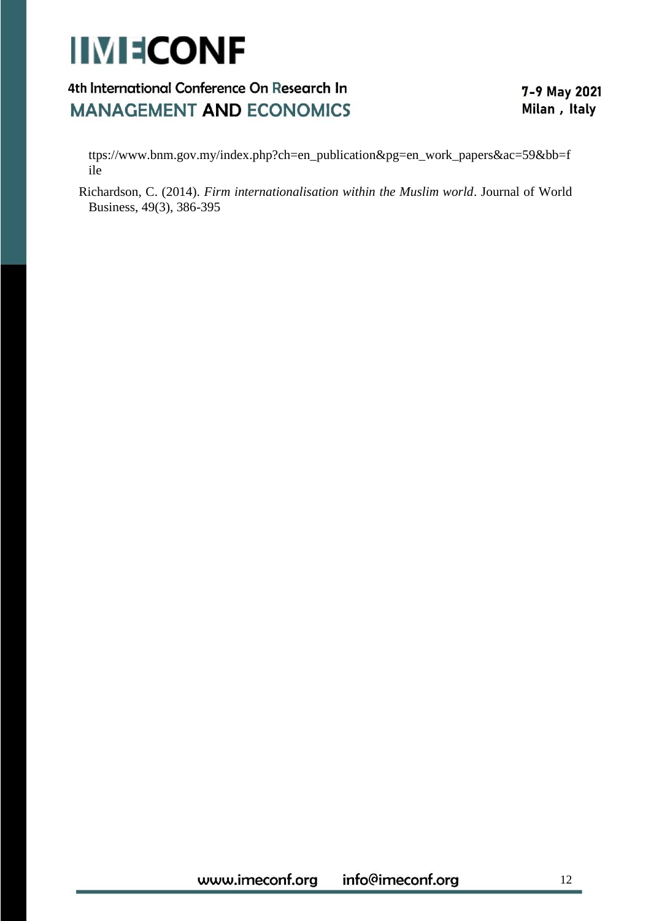ttps://www.bnm.gov.my/index.php?ch=en_publication&pg=en_work_papers&ac=59&bb=file

Richardson, C. (2014). *Firm internationalisation within the Muslim world*. Journal of World Business, 49(3), 386-395